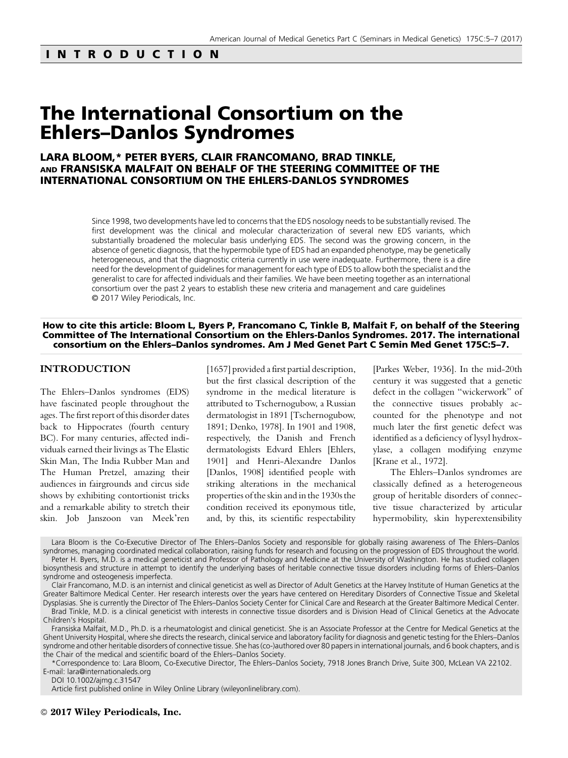INTRODUCTION

# The International Consortium on the Ehlers–Danlos Syndromes

## LARA BLOOM,* PETER BYERS, CLAIR FRANCOMANO, BRAD TINKLE, AND FRANSISKA MALFAIT ON BEHALF OF THE STEERING COMMITTEE OF THE INTERNATIONAL CONSORTIUM ON THE EHLERS-DANLOS SYNDROMES

Since 1998, two developments have led to concerns that the EDS nosology needs to be substantially revised. The first development was the clinical and molecular characterization of several new EDS variants, which substantially broadened the molecular basis underlying EDS. The second was the growing concern, in the absence of genetic diagnosis, that the hypermobile type of EDS had an expanded phenotype, may be genetically heterogeneous, and that the diagnostic criteria currently in use were inadequate. Furthermore, there is a dire need for the development of guidelines for management for each type of EDS to allow both the specialist and the generalist to care for affected individuals and their families. We have been meeting together as an international consortium over the past 2 years to establish these new criteria and management and care guidelines
© 2017 Wiley Periodicals, Inc.

**How to cite this article: Bloom L, Byers P, Francomano C, Tinkle B, Malfait F, on behalf of the Steering Committee of The International Consortium on the Ehlers-Danlos Syndromes. 2017. The international consortium on the Ehlers–Danlos syndromes. Am J Med Genet Part C Semin Med Genet 175C:5–7.**

## INTRODUCTION

The Ehlers–Danlos syndromes (EDS) have fascinated people throughout the ages. The first report of this disorder dates back to Hippocrates (fourth century BC). For many centuries, affected individuals earned their livings as The Elastic Skin Man, The India Rubber Man and The Human Pretzel, amazing their audiences in fairgrounds and circus side shows by exhibiting contortionist tricks and a remarkable ability to stretch their skin. Job Janszoon van Meek'ren [1657] provided a first partial description, but the first classical description of the syndrome in the medical literature is attributed to Tschernogubow, a Russian dermatologist in 1891 [Tschernogubow, 1891; Denko, 1978]. In 1901 and 1908, respectively, the Danish and French dermatologists Edvard Ehlers [Ehlers, 1901] and Henri-Alexandre Danlos [Danlos, 1908] identified people with striking alterations in the mechanical properties of the skin and in the 1930s the condition received its eponymous title, and, by this, its scientific respectability [Parkes Weber, 1936]. In the mid-20th century it was suggested that a genetic defect in the collagen "wickerwork" of the connective tissues probably accounted for the phenotype and not much later the first genetic defect was identified as a deficiency of lysyl hydroxylase, a collagen modifying enzyme [Krane et al., 1972].

The Ehlers–Danlos syndromes are classically defined as a heterogeneous group of heritable disorders of connective tissue characterized by articular hypermobility, skin hyperextensibility

Lara Bloom is the Co-Executive Director of The Ehlers–Danlos Society and responsible for globally raising awareness of The Ehlers–Danlos syndromes, managing coordinated medical collaboration, raising funds for research and focusing on the progression of EDS throughout the world.

Peter H. Byers, M.D. is a medical geneticist and Professor of Pathology and Medicine at the University of Washington. He has studied collagen biosynthesis and structure in attempt to identify the underlying bases of heritable connective tissue disorders including forms of Ehlers–Danlos syndrome and osteogenesis imperfecta.

Clair Francomano, M.D. is an internist and clinical geneticist as well as Director of Adult Genetics at the Harvey Institute of Human Genetics at the Greater Baltimore Medical Center. Her research interests over the years have centered on Hereditary Disorders of Connective Tissue and Skeletal Dysplasias. She is currently the Director of The Ehlers–Danlos Society Center for Clinical Care and Research at the Greater Baltimore Medical Center.

Brad Tinkle, M.D. is a clinical geneticist with interests in connective tissue disorders and is Division Head of Clinical Genetics at the Advocate Children's Hospital.

Fransiska Malfait, M.D., Ph.D. is a rheumatologist and clinical geneticist. She is an Associate Professor at the Centre for Medical Genetics at the Ghent University Hospital, where she directs the research, clinical service and laboratory facility for diagnosis and genetic testing for the Ehlers–Danlos syndrome and other heritable disorders of connective tissue. She has (co-)authored over 80 papers in international journals, and 6 book chapters, and is the Chair of the medical and scientific board of the Ehlers–Danlos Society.

*Correspondence to: Lara Bloom, Co-Executive Director, The Ehlers–Danlos Society, 7918 Jones Branch Drive, Suite 300, McLean VA 22102.
E-mail: lara@internationaleds.org

DOI 10.1002/ajmg.c.31547

Article first published online in Wiley Online Library (wileyonlinelibrary.com).

© 2017 Wiley Periodicals, Inc.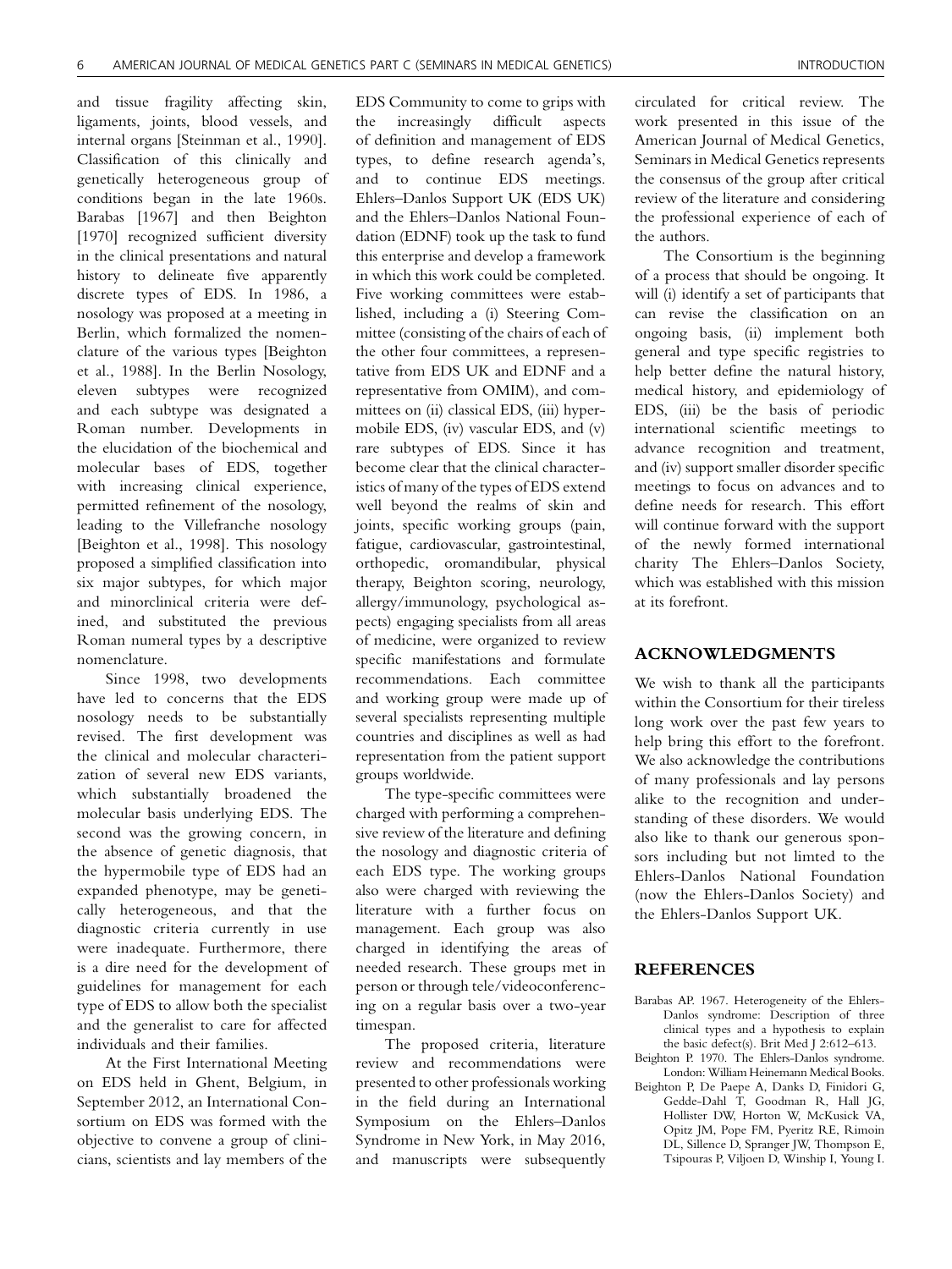and tissue fragility affecting skin, ligaments, joints, blood vessels, and internal organs [Steinman et al., 1990]. Classification of this clinically and genetically heterogeneous group of conditions began in the late 1960s. Barabas [1967] and then Beighton [1970] recognized sufficient diversity in the clinical presentations and natural history to delineate five apparently discrete types of EDS. In 1986, a nosology was proposed at a meeting in Berlin, which formalized the nomenclature of the various types [Beighton et al., 1988]. In the Berlin Nosology, eleven subtypes were recognized and each subtype was designated a Roman number. Developments in the elucidation of the biochemical and molecular bases of EDS, together with increasing clinical experience, permitted refinement of the nosology, leading to the Villefranche nosology [Beighton et al., 1998]. This nosology proposed a simplified classification into six major subtypes, for which major and minorclinical criteria were defined, and substituted the previous Roman numeral types by a descriptive nomenclature.

Since 1998, two developments have led to concerns that the EDS nosology needs to be substantially revised. The first development was the clinical and molecular characterization of several new EDS variants, which substantially broadened the molecular basis underlying EDS. The second was the growing concern, in the absence of genetic diagnosis, that the hypermobile type of EDS had an expanded phenotype, may be genetically heterogeneous, and that the diagnostic criteria currently in use were inadequate. Furthermore, there is a dire need for the development of guidelines for management for each type of EDS to allow both the specialist and the generalist to care for affected individuals and their families.

At the First International Meeting on EDS held in Ghent, Belgium, in September 2012, an International Consortium on EDS was formed with the objective to convene a group of clinicians, scientists and lay members of the EDS Community to come to grips with the increasingly difficult aspects of definition and management of EDS types, to define research agenda's, and to continue EDS meetings. Ehlers–Danlos Support UK (EDS UK) and the Ehlers–Danlos National Foundation (EDNF) took up the task to fund this enterprise and develop a framework in which this work could be completed. Five working committees were established, including a (i) Steering Committee (consisting of the chairs of each of the other four committees, a representative from EDS UK and EDNF and a representative from OMIM), and committees on (ii) classical EDS, (iii) hypermobile EDS, (iv) vascular EDS, and (v) rare subtypes of EDS. Since it has become clear that the clinical characteristics of many of the types of EDS extend well beyond the realms of skin and joints, specific working groups (pain, fatigue, cardiovascular, gastrointestinal, orthopedic, oromandibular, physical therapy, Beighton scoring, neurology, allergy/immunology, psychological aspects) engaging specialists from all areas of medicine, were organized to review specific manifestations and formulate recommendations. Each committee and working group were made up of several specialists representing multiple countries and disciplines as well as had representation from the patient support groups worldwide.

The type-specific committees were charged with performing a comprehensive review of the literature and defining the nosology and diagnostic criteria of each EDS type. The working groups also were charged with reviewing the literature with a further focus on management. Each group was also charged in identifying the areas of needed research. These groups met in person or through tele/videoconferencing on a regular basis over a two-year timespan.

The proposed criteria, literature review and recommendations were presented to other professionals working in the field during an International Symposium on the Ehlers–Danlos Syndrome in New York, in May 2016, and manuscripts were subsequently circulated for critical review. The work presented in this issue of the American Journal of Medical Genetics, Seminars in Medical Genetics represents the consensus of the group after critical review of the literature and considering the professional experience of each of the authors.

The Consortium is the beginning of a process that should be ongoing. It will (i) identify a set of participants that can revise the classification on an ongoing basis, (ii) implement both general and type specific registries to help better define the natural history, medical history, and epidemiology of EDS, (iii) be the basis of periodic international scientific meetings to advance recognition and treatment, and (iv) support smaller disorder specific meetings to focus on advances and to define needs for research. This effort will continue forward with the support of the newly formed international charity The Ehlers–Danlos Society, which was established with this mission at its forefront.

## ACKNOWLEDGMENTS

We wish to thank all the participants within the Consortium for their tireless long work over the past few years to help bring this effort to the forefront. We also acknowledge the contributions of many professionals and lay persons alike to the recognition and understanding of these disorders. We would also like to thank our generous sponsors including but not limted to the Ehlers-Danlos National Foundation (now the Ehlers-Danlos Society) and the Ehlers-Danlos Support UK.

## REFERENCES

Barabas AP. 1967. Heterogeneity of the Ehlers-Danlos syndrome: Description of three clinical types and a hypothesis to explain the basic defect(s). Brit Med J 2:612–613.

Beighton P. 1970. The Ehlers-Danlos syndrome. London: William Heinemann Medical Books.

Beighton P, De Paepe A, Danks D, Finidori G, Gedde-Dahl T, Goodman R, Hall JG, Hollister DW, Horton W, McKusick VA, Opitz JM, Pope FM, Pyeritz RE, Rimoin DL, Sillence D, Spranger JW, Thompson E, Tsipouras P, Viljoen D, Winship I, Young I.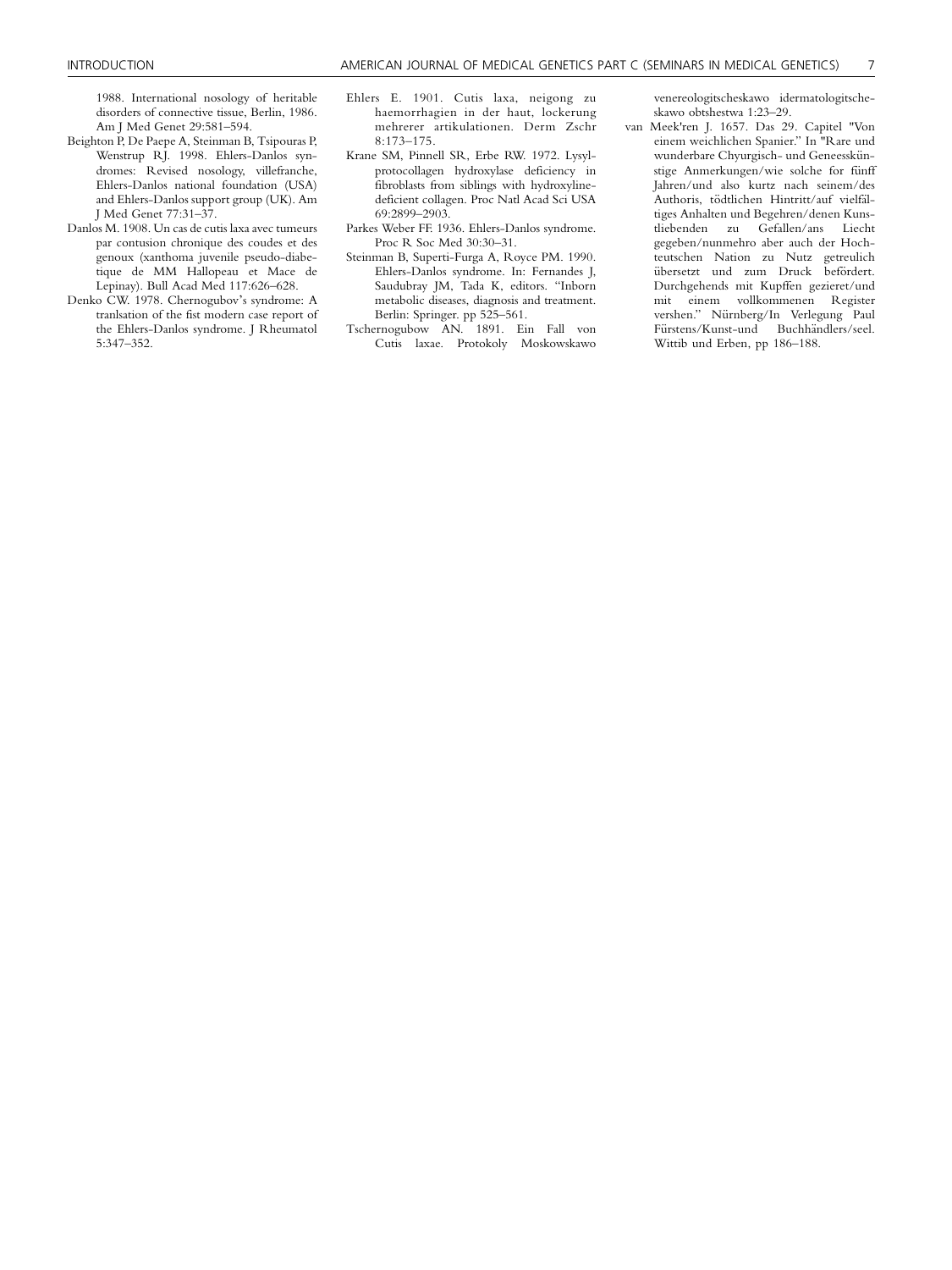1988. International nosology of heritable disorders of connective tissue, Berlin, 1986. Am J Med Genet 29:581–594.

Beighton P, De Paepe A, Steinman B, Tsipouras P, Wenstrup RJ. 1998. Ehlers-Danlos syndromes: Revised nosology, villefranche, Ehlers-Danlos national foundation (USA) and Ehlers-Danlos support group (UK). Am J Med Genet 77:31–37.

Danlos M. 1908. Un cas de cutis laxa avec tumeurs par contusion chronique des coudes et des genoux (xanthoma juvenile pseudo-diabetique de MM Hallopeau et Mace de Lepinay). Bull Acad Med 117:626–628.

Denko CW. 1978. Chernogubov's syndrome: A tranlsation of the fist modern case report of the Ehlers-Danlos syndrome. J Rheumatol 5:347–352.

Ehlers E. 1901. Cutis laxa, neigong zu haemorrhagien in der haut, lockerung mehrerer artikulationen. Derm Zschr 8:173–175.

Krane SM, Pinnell SR, Erbe RW. 1972. Lysyl-protocollagen hydroxylase deficiency in fibroblasts from siblings with hydroxyline-deficient collagen. Proc Natl Acad Sci USA 69:2899–2903.

Parkes Weber FF. 1936. Ehlers-Danlos syndrome. Proc R Soc Med 30:30–31.

Steinman B, Superti-Furga A, Royce PM. 1990. Ehlers-Danlos syndrome. In: Fernandes J, Saudubray JM, Tada K, editors. "Inborn metabolic diseases, diagnosis and treatment. Berlin: Springer. pp 525–561.

Tschernogubow AN. 1891. Ein Fall von Cutis laxae. Protokoly Moskowskawo venereologitscheskawo idermatologitscheskawo obtshestwa 1:23–29.

van Meek'ren J. 1657. Das 29. Capitel "Von einem weichlichen Spanier." In "Rare und wunderbare Chyurgisch- und Geneesskünstige Anmerkungen/wie solche for fünff Jahren/und also kurtz nach seinem/des Authoris, tödtlichen Hintritt/auf vielfältiges Anhalten und Begehren/denen Kunstliebenden zu Gefallen/ans Liecht gegeben/nunmehro aber auch der Hochteutschen Nation zu Nutz getreulich übersetzt und zum Druck befördert. Durchgehends mit Kupffen gezieret/und mit einem vollkommenen Register vershen." Nürnberg/In Verlegung Paul Fürstens/Kunst-und Buchhändlers/seel. Wittib und Erben, pp 186–188.